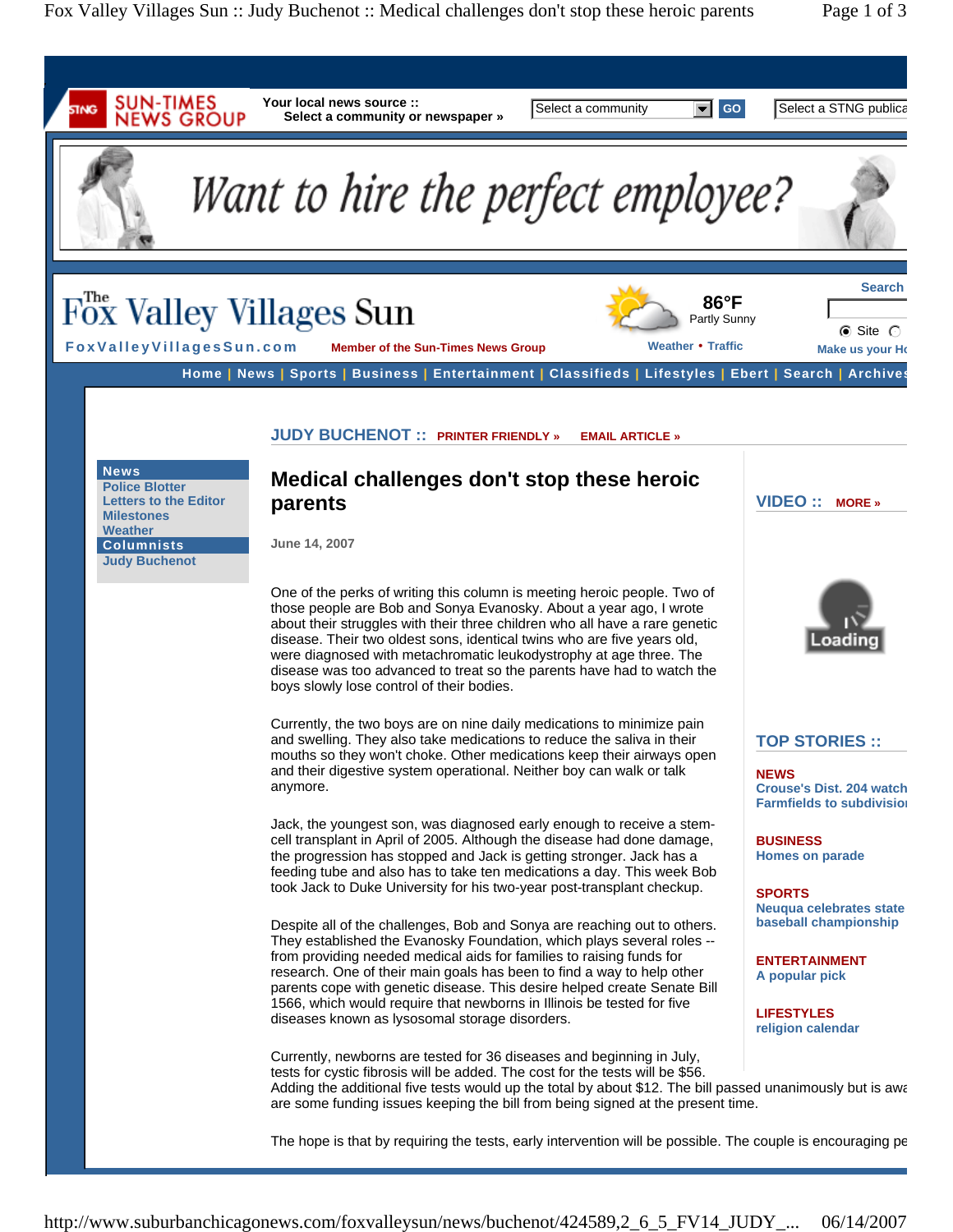Your local news source :: Select a community or newspaper »

Want to hire the perfect employee?

# The Fox Valley Villages Sun

FoxValleyVillagesSun.com Member of the Sun-Times News Group

86°F Partly Sunny

Weather • Traffic

Home | News | Sports | Business | Entertainment | Classifieds | Lifestyles | Ebert | Search | Archives

**News**
- Police Blotter
- Letters to the Editor
- Milestones
- Weather

**Columnists**
- Judy Buchenot

JUDY BUCHENOT :: PRINTER FRIENDLY » EMAIL ARTICLE »

## Medical challenges don't stop these heroic parents

June 14, 2007

One of the perks of writing this column is meeting heroic people. Two of those people are Bob and Sonya Evanosky. About a year ago, I wrote about their struggles with their three children who all have a rare genetic disease. Their two oldest sons, identical twins who are five years old, were diagnosed with metachromatic leukodystrophy at age three. The disease was too advanced to treat so the parents have had to watch the boys slowly lose control of their bodies.

Currently, the two boys are on nine daily medications to minimize pain and swelling. They also take medications to reduce the saliva in their mouths so they won't choke. Other medications keep their airways open and their digestive system operational. Neither boy can walk or talk anymore.

Jack, the youngest son, was diagnosed early enough to receive a stem-cell transplant in April of 2005. Although the disease had done damage, the progression has stopped and Jack is getting stronger. Jack has a feeding tube and also has to take ten medications a day. This week Bob took Jack to Duke University for his two-year post-transplant checkup.

Despite all of the challenges, Bob and Sonya are reaching out to others. They established the Evanosky Foundation, which plays several roles -- from providing needed medical aids for families to raising funds for research. One of their main goals has been to find a way to help other parents cope with genetic disease. This desire helped create Senate Bill 1566, which would require that newborns in Illinois be tested for five diseases known as lysosomal storage disorders.

Currently, newborns are tested for 36 diseases and beginning in July, tests for cystic fibrosis will be added. The cost for the tests will be $56. Adding the additional five tests would up the total by about $12. The bill passed unanimously but is awa are some funding issues keeping the bill from being signed at the present time.

The hope is that by requiring the tests, early intervention will be possible. The couple is encouraging pe

VIDEO :: MORE »

TOP STORIES ::

**NEWS**
Crouse's Dist. 204 watch
Farmfields to subdivision

**BUSINESS**
Homes on parade

**SPORTS**
Neuqua celebrates state baseball championship

**ENTERTAINMENT**
A popular pick

**LIFESTYLES**
religion calendar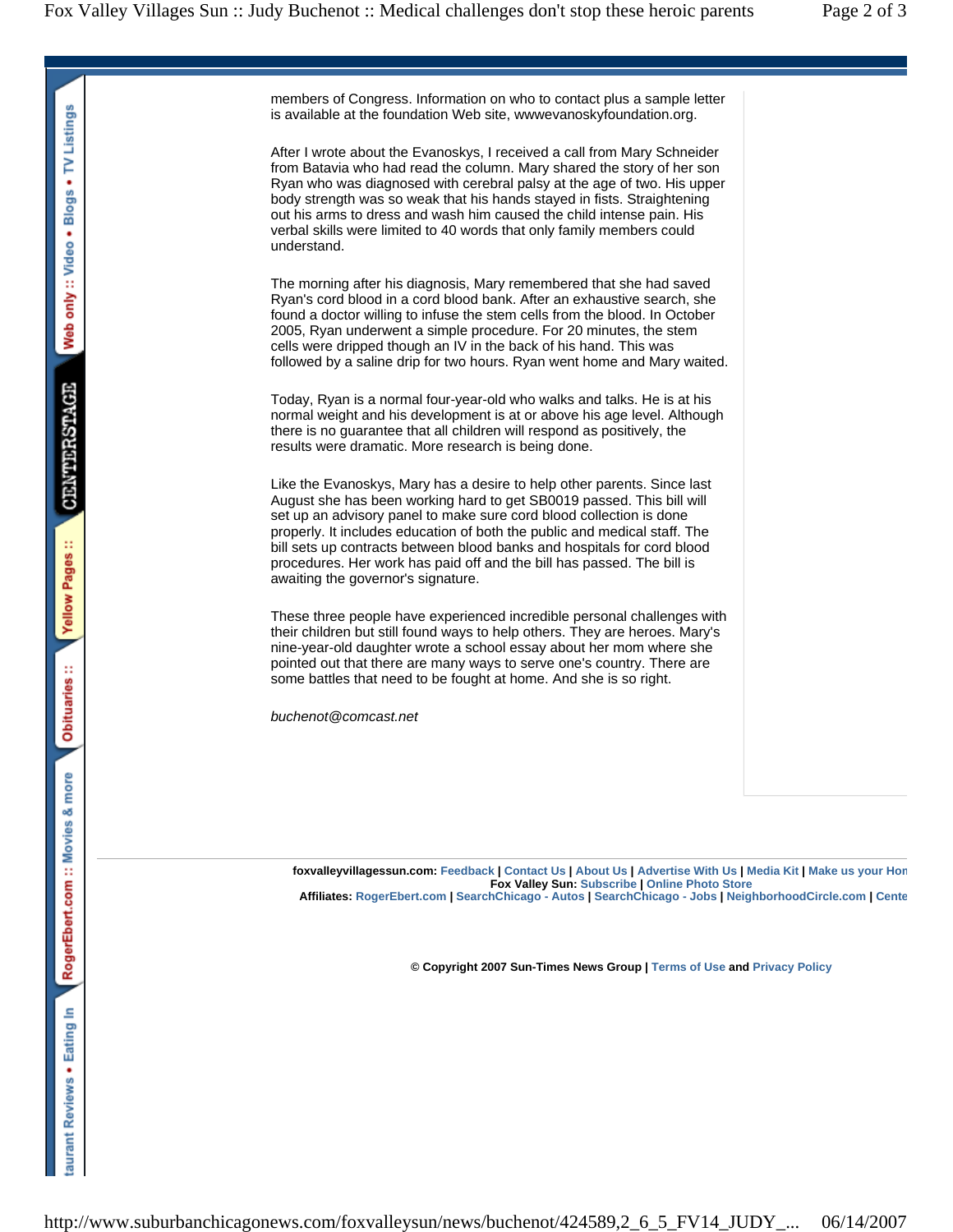members of Congress. Information on who to contact plus a sample letter is available at the foundation Web site, wwwevanoskyfoundation.org.

After I wrote about the Evanoskys, I received a call from Mary Schneider from Batavia who had read the column. Mary shared the story of her son Ryan who was diagnosed with cerebral palsy at the age of two. His upper body strength was so weak that his hands stayed in fists. Straightening out his arms to dress and wash him caused the child intense pain. His verbal skills were limited to 40 words that only family members could understand.

The morning after his diagnosis, Mary remembered that she had saved Ryan's cord blood in a cord blood bank. After an exhaustive search, she found a doctor willing to infuse the stem cells from the blood. In October 2005, Ryan underwent a simple procedure. For 20 minutes, the stem cells were dripped though an IV in the back of his hand. This was followed by a saline drip for two hours. Ryan went home and Mary waited.

Today, Ryan is a normal four-year-old who walks and talks. He is at his normal weight and his development is at or above his age level. Although there is no guarantee that all children will respond as positively, the results were dramatic. More research is being done.

Like the Evanoskys, Mary has a desire to help other parents. Since last August she has been working hard to get SB0019 passed. This bill will set up an advisory panel to make sure cord blood collection is done properly. It includes education of both the public and medical staff. The bill sets up contracts between blood banks and hospitals for cord blood procedures. Her work has paid off and the bill has passed. The bill is awaiting the governor's signature.

These three people have experienced incredible personal challenges with their children but still found ways to help others. They are heroes. Mary's nine-year-old daughter wrote a school essay about her mom where she pointed out that there are many ways to serve one's country. There are some battles that need to be fought at home. And she is so right.

*buchenot@comcast.net*